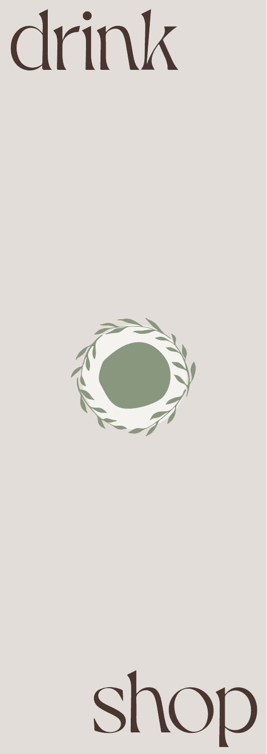# drink

# shop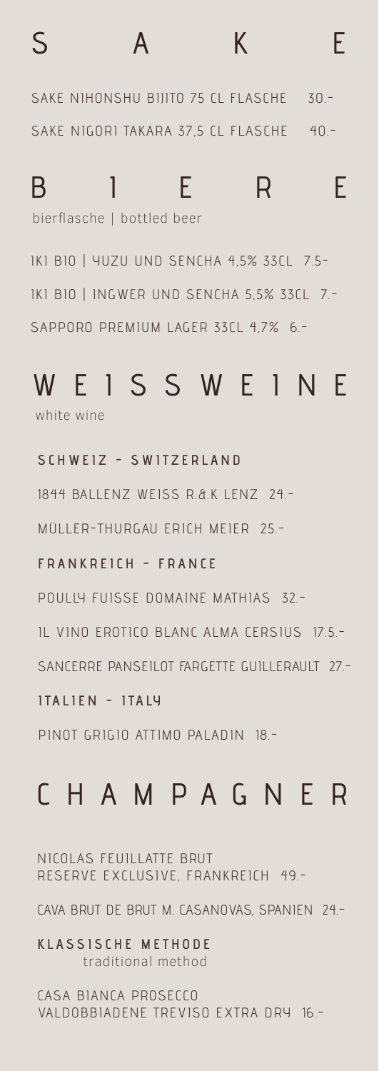# SAKE

SAKE NIHONSHU BIJITO 75 CL FLASCHE 30.-

SAKE NIGORI TAKARA 37,5 CL FLASCHE 40.-

# BIERE

bierflasche | bottled beer

IKI BIO | YUZU UND SENCHA 4,5% 33CL 7.5-

IKI BIO | INGWER UND SENCHA 5,5% 33CL 7.-

SAPPORO PREMIUM LAGER 33CL 4,7% 6.-

# WEISSWEINE

white wine

**SCHWEIZ - SWITZERLAND**

1844 BALLENZ WEISS R.&.K LENZ 24.-

MÜLLER-THURGAU ERICH MEIER 25.-

**FRANKREICH - FRANCE**

POULLY FUISSE DOMAINE MATHIAS 32.-

IL VINO EROTICO BLANC ALMA CERSIUS 17.5.-

SANCERRE PANSEILOT FARGETTE GUILLERAULT 27.-

**ITALIEN - ITALY**

PINOT GRIGIO ATTIMO PALADIN 18.-

# CHAMPAGNER

NICOLAS FEUILLATTE BRUT
RESERVE EXCLUSIVE, FRANKREICH 49.-

CAVA BRUT DE BRUT M. CASANOVAS, SPANIEN 24.-

**KLASSISCHE METHODE**
traditional method

CASA BIANCA PROSECCO
VALDOBBIADENE TREVISO EXTRA DRY 16.-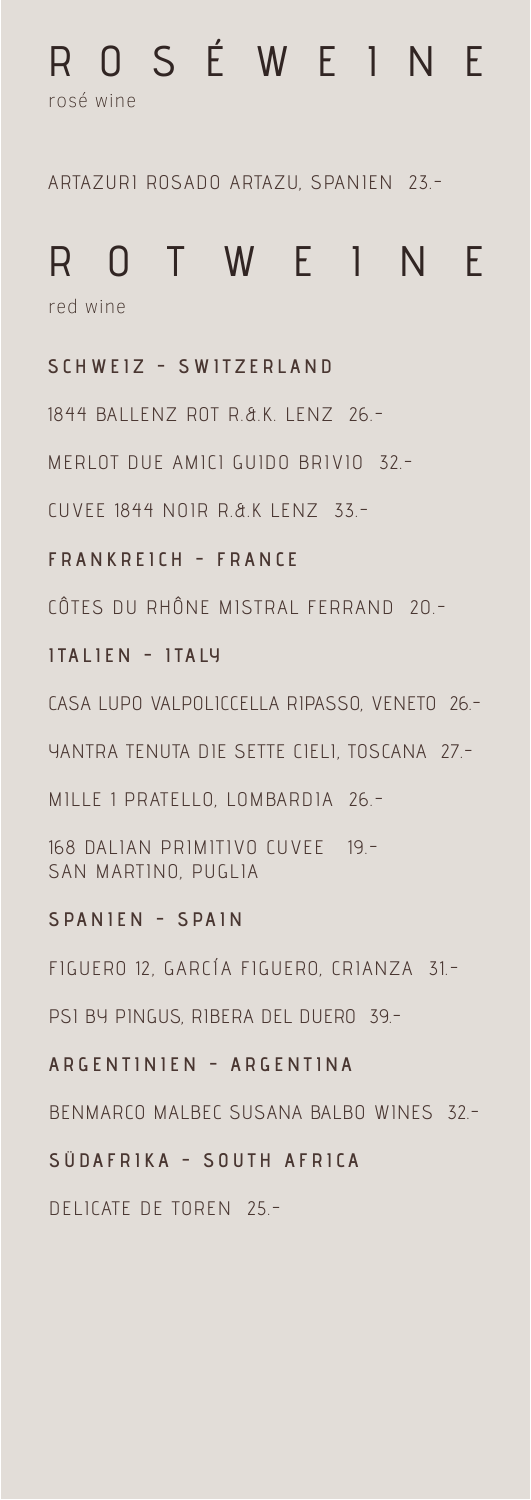# ROSÉWEINE

rosé wine

ARTAZURI ROSADO ARTAZU, SPANIEN 23.-

# ROTWEINE

red wine

## SCHWEIZ - SWITZERLAND

1844 BALLENZ ROT R.&.K. LENZ 26.-

MERLOT DUE AMICI GUIDO BRIVIO 32.-

CUVEE 1844 NOIR R.&.K LENZ 33.-

## FRANKREICH - FRANCE

CÔTES DU RHÔNE MISTRAL FERRAND 20.-

## ITALIEN - ITALY

CASA LUPO VALPOLICCELLA RIPASSO, VENETO 26.-

YANTRA TENUTA DIE SETTE CIELI, TOSCANA 27.-

MILLE 1 PRATELLO, LOMBARDIA 26.-

168 DALIAN PRIMITIVO CUVEE 19.-
SAN MARTINO, PUGLIA

## SPANIEN - SPAIN

FIGUERO 12, GARCÍA FIGUERO, CRIANZA 31.-

PSI BY PINGUS, RIBERA DEL DUERO 39.-

## ARGENTINIEN - ARGENTINA

BENMARCO MALBEC SUSANA BALBO WINES 32.-

## SÜDAFRIKA - SOUTH AFRICA

DELICATE DE TOREN 25.-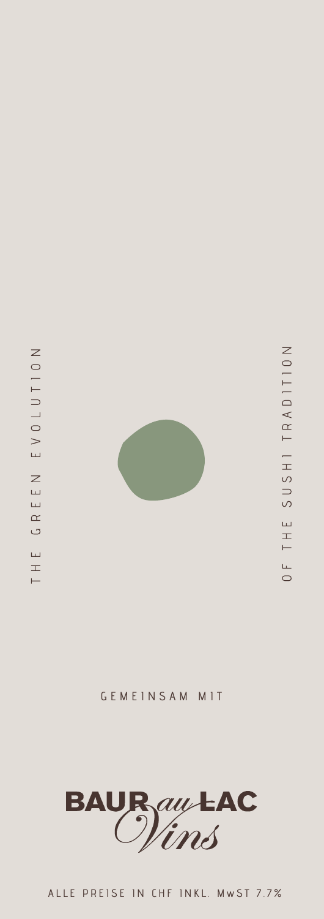THE GREEN EVOLUTION

OF THE SUSHI TRADITION

GEMEINSAM MIT

BAUR au LAC Vins

ALLE PREISE IN CHF INKL. MwST 7.7%